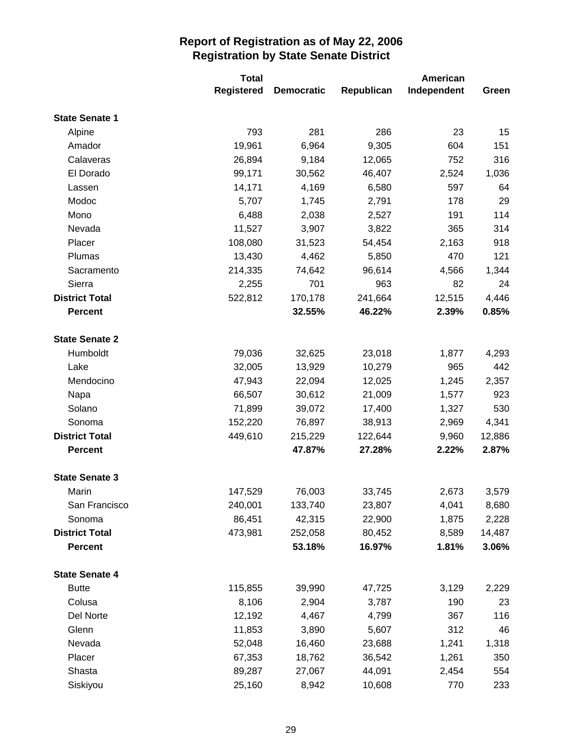# Report of Registration as of May 22, 2006
## Registration by State Senate District

| | Total Registered | Democratic | Republican | American Independent | Green |
|---|---|---|---|---|---|
| **State Senate 1** | | | | | |
| Alpine | 793 | 281 | 286 | 23 | 15 |
| Amador | 19,961 | 6,964 | 9,305 | 604 | 151 |
| Calaveras | 26,894 | 9,184 | 12,065 | 752 | 316 |
| El Dorado | 99,171 | 30,562 | 46,407 | 2,524 | 1,036 |
| Lassen | 14,171 | 4,169 | 6,580 | 597 | 64 |
| Modoc | 5,707 | 1,745 | 2,791 | 178 | 29 |
| Mono | 6,488 | 2,038 | 2,527 | 191 | 114 |
| Nevada | 11,527 | 3,907 | 3,822 | 365 | 314 |
| Placer | 108,080 | 31,523 | 54,454 | 2,163 | 918 |
| Plumas | 13,430 | 4,462 | 5,850 | 470 | 121 |
| Sacramento | 214,335 | 74,642 | 96,614 | 4,566 | 1,344 |
| Sierra | 2,255 | 701 | 963 | 82 | 24 |
| **District Total** | 522,812 | 170,178 | 241,664 | 12,515 | 4,446 |
| **Percent** | | **32.55%** | **46.22%** | **2.39%** | **0.85%** |
| **State Senate 2** | | | | | |
| Humboldt | 79,036 | 32,625 | 23,018 | 1,877 | 4,293 |
| Lake | 32,005 | 13,929 | 10,279 | 965 | 442 |
| Mendocino | 47,943 | 22,094 | 12,025 | 1,245 | 2,357 |
| Napa | 66,507 | 30,612 | 21,009 | 1,577 | 923 |
| Solano | 71,899 | 39,072 | 17,400 | 1,327 | 530 |
| Sonoma | 152,220 | 76,897 | 38,913 | 2,969 | 4,341 |
| **District Total** | 449,610 | 215,229 | 122,644 | 9,960 | 12,886 |
| **Percent** | | **47.87%** | **27.28%** | **2.22%** | **2.87%** |
| **State Senate 3** | | | | | |
| Marin | 147,529 | 76,003 | 33,745 | 2,673 | 3,579 |
| San Francisco | 240,001 | 133,740 | 23,807 | 4,041 | 8,680 |
| Sonoma | 86,451 | 42,315 | 22,900 | 1,875 | 2,228 |
| **District Total** | 473,981 | 252,058 | 80,452 | 8,589 | 14,487 |
| **Percent** | | **53.18%** | **16.97%** | **1.81%** | **3.06%** |
| **State Senate 4** | | | | | |
| Butte | 115,855 | 39,990 | 47,725 | 3,129 | 2,229 |
| Colusa | 8,106 | 2,904 | 3,787 | 190 | 23 |
| Del Norte | 12,192 | 4,467 | 4,799 | 367 | 116 |
| Glenn | 11,853 | 3,890 | 5,607 | 312 | 46 |
| Nevada | 52,048 | 16,460 | 23,688 | 1,241 | 1,318 |
| Placer | 67,353 | 18,762 | 36,542 | 1,261 | 350 |
| Shasta | 89,287 | 27,067 | 44,091 | 2,454 | 554 |
| Siskiyou | 25,160 | 8,942 | 10,608 | 770 | 233 |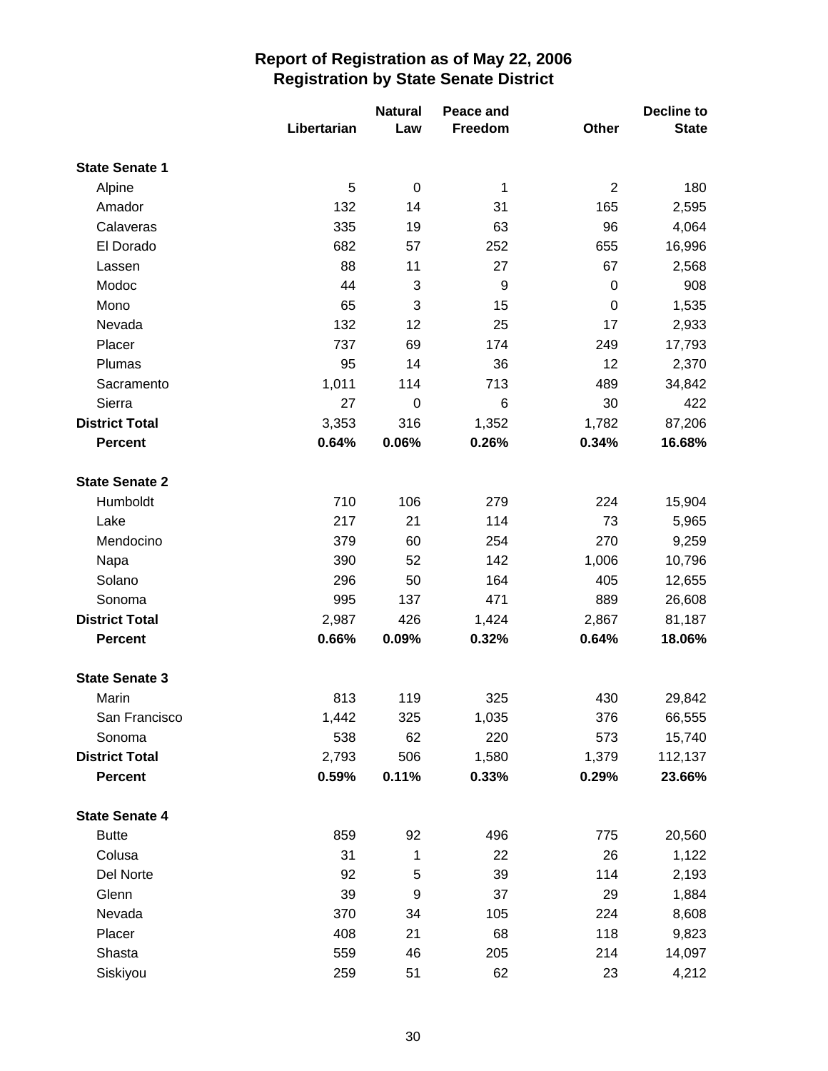# Report of Registration as of May 22, 2006
## Registration by State Senate District

| | Libertarian | Natural Law | Peace and Freedom | Other | Decline to State |
|---|---|---|---|---|---|
| **State Senate 1** | | | | | |
| Alpine | 5 | 0 | 1 | 2 | 180 |
| Amador | 132 | 14 | 31 | 165 | 2,595 |
| Calaveras | 335 | 19 | 63 | 96 | 4,064 |
| El Dorado | 682 | 57 | 252 | 655 | 16,996 |
| Lassen | 88 | 11 | 27 | 67 | 2,568 |
| Modoc | 44 | 3 | 9 | 0 | 908 |
| Mono | 65 | 3 | 15 | 0 | 1,535 |
| Nevada | 132 | 12 | 25 | 17 | 2,933 |
| Placer | 737 | 69 | 174 | 249 | 17,793 |
| Plumas | 95 | 14 | 36 | 12 | 2,370 |
| Sacramento | 1,011 | 114 | 713 | 489 | 34,842 |
| Sierra | 27 | 0 | 6 | 30 | 422 |
| **District Total** | 3,353 | 316 | 1,352 | 1,782 | 87,206 |
| **Percent** | **0.64%** | **0.06%** | **0.26%** | **0.34%** | **16.68%** |
| **State Senate 2** | | | | | |
| Humboldt | 710 | 106 | 279 | 224 | 15,904 |
| Lake | 217 | 21 | 114 | 73 | 5,965 |
| Mendocino | 379 | 60 | 254 | 270 | 9,259 |
| Napa | 390 | 52 | 142 | 1,006 | 10,796 |
| Solano | 296 | 50 | 164 | 405 | 12,655 |
| Sonoma | 995 | 137 | 471 | 889 | 26,608 |
| **District Total** | 2,987 | 426 | 1,424 | 2,867 | 81,187 |
| **Percent** | **0.66%** | **0.09%** | **0.32%** | **0.64%** | **18.06%** |
| **State Senate 3** | | | | | |
| Marin | 813 | 119 | 325 | 430 | 29,842 |
| San Francisco | 1,442 | 325 | 1,035 | 376 | 66,555 |
| Sonoma | 538 | 62 | 220 | 573 | 15,740 |
| **District Total** | 2,793 | 506 | 1,580 | 1,379 | 112,137 |
| **Percent** | **0.59%** | **0.11%** | **0.33%** | **0.29%** | **23.66%** |
| **State Senate 4** | | | | | |
| Butte | 859 | 92 | 496 | 775 | 20,560 |
| Colusa | 31 | 1 | 22 | 26 | 1,122 |
| Del Norte | 92 | 5 | 39 | 114 | 2,193 |
| Glenn | 39 | 9 | 37 | 29 | 1,884 |
| Nevada | 370 | 34 | 105 | 224 | 8,608 |
| Placer | 408 | 21 | 68 | 118 | 9,823 |
| Shasta | 559 | 46 | 205 | 214 | 14,097 |
| Siskiyou | 259 | 51 | 62 | 23 | 4,212 |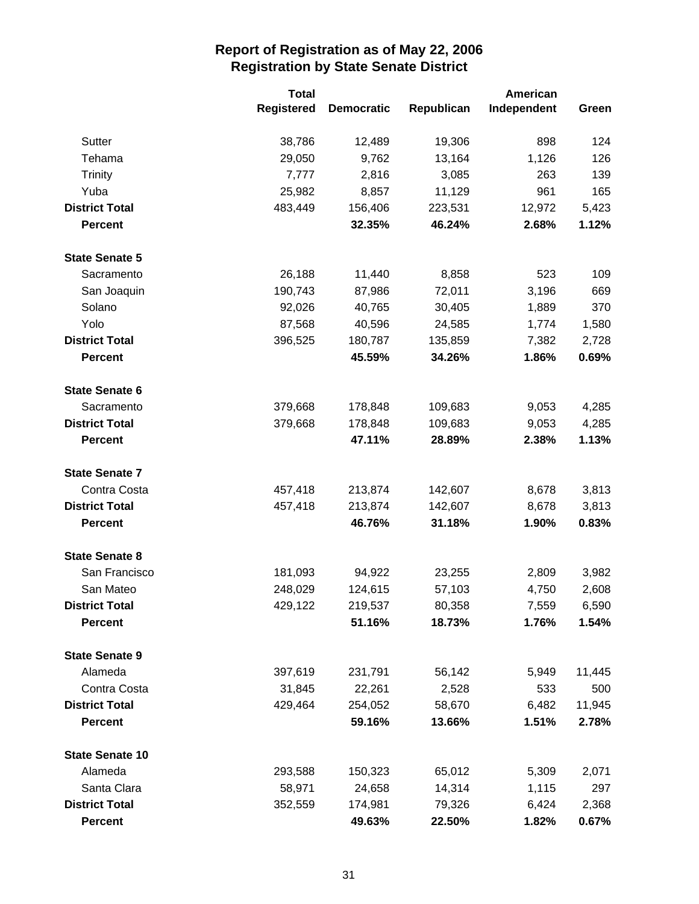## Report of Registration as of May 22, 2006
## Registration by State Senate District

| | Total Registered | Democratic | Republican | American Independent | Green |
|---|---|---|---|---|---|
| Sutter | 38,786 | 12,489 | 19,306 | 898 | 124 |
| Tehama | 29,050 | 9,762 | 13,164 | 1,126 | 126 |
| Trinity | 7,777 | 2,816 | 3,085 | 263 | 139 |
| Yuba | 25,982 | 8,857 | 11,129 | 961 | 165 |
| **District Total** | 483,449 | 156,406 | 223,531 | 12,972 | 5,423 |
| **Percent** | | **32.35%** | **46.24%** | **2.68%** | **1.12%** |
| **State Senate 5** | | | | | |
| Sacramento | 26,188 | 11,440 | 8,858 | 523 | 109 |
| San Joaquin | 190,743 | 87,986 | 72,011 | 3,196 | 669 |
| Solano | 92,026 | 40,765 | 30,405 | 1,889 | 370 |
| Yolo | 87,568 | 40,596 | 24,585 | 1,774 | 1,580 |
| **District Total** | 396,525 | 180,787 | 135,859 | 7,382 | 2,728 |
| **Percent** | | **45.59%** | **34.26%** | **1.86%** | **0.69%** |
| **State Senate 6** | | | | | |
| Sacramento | 379,668 | 178,848 | 109,683 | 9,053 | 4,285 |
| **District Total** | 379,668 | 178,848 | 109,683 | 9,053 | 4,285 |
| **Percent** | | **47.11%** | **28.89%** | **2.38%** | **1.13%** |
| **State Senate 7** | | | | | |
| Contra Costa | 457,418 | 213,874 | 142,607 | 8,678 | 3,813 |
| **District Total** | 457,418 | 213,874 | 142,607 | 8,678 | 3,813 |
| **Percent** | | **46.76%** | **31.18%** | **1.90%** | **0.83%** |
| **State Senate 8** | | | | | |
| San Francisco | 181,093 | 94,922 | 23,255 | 2,809 | 3,982 |
| San Mateo | 248,029 | 124,615 | 57,103 | 4,750 | 2,608 |
| **District Total** | 429,122 | 219,537 | 80,358 | 7,559 | 6,590 |
| **Percent** | | **51.16%** | **18.73%** | **1.76%** | **1.54%** |
| **State Senate 9** | | | | | |
| Alameda | 397,619 | 231,791 | 56,142 | 5,949 | 11,445 |
| Contra Costa | 31,845 | 22,261 | 2,528 | 533 | 500 |
| **District Total** | 429,464 | 254,052 | 58,670 | 6,482 | 11,945 |
| **Percent** | | **59.16%** | **13.66%** | **1.51%** | **2.78%** |
| **State Senate 10** | | | | | |
| Alameda | 293,588 | 150,323 | 65,012 | 5,309 | 2,071 |
| Santa Clara | 58,971 | 24,658 | 14,314 | 1,115 | 297 |
| **District Total** | 352,559 | 174,981 | 79,326 | 6,424 | 2,368 |
| **Percent** | | **49.63%** | **22.50%** | **1.82%** | **0.67%** |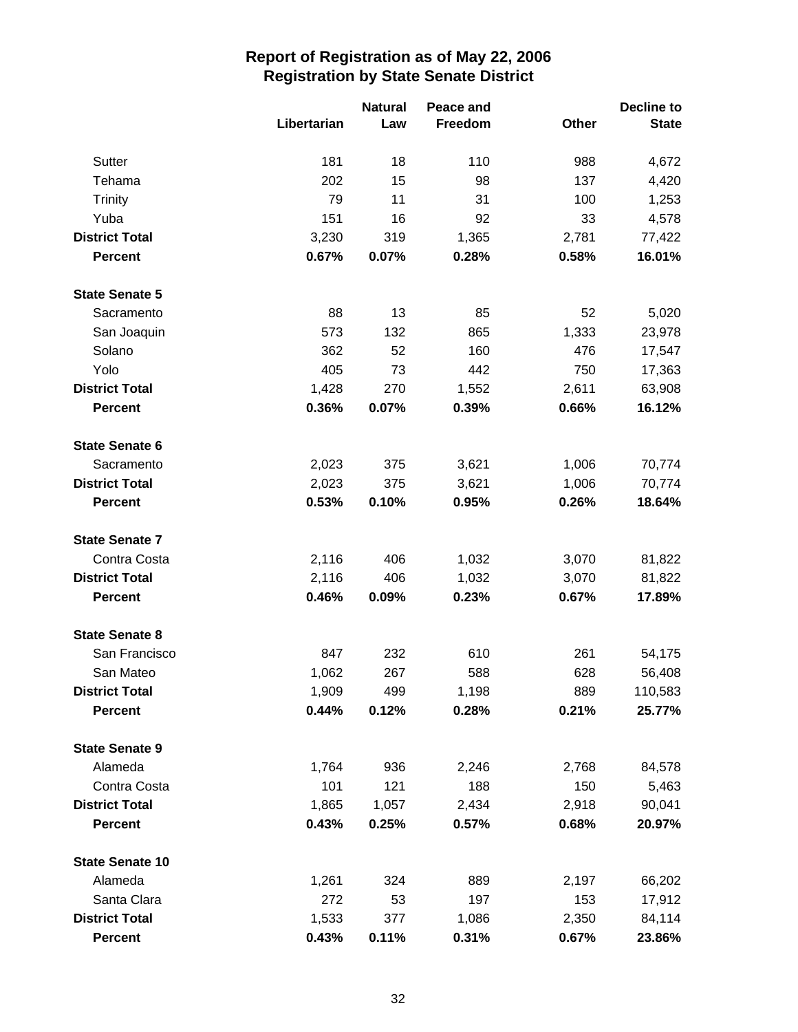## Report of Registration as of May 22, 2006
## Registration by State Senate District

| | Libertarian | Natural Law | Peace and Freedom | Other | Decline to State |
|---|---|---|---|---|---|
| Sutter | 181 | 18 | 110 | 988 | 4,672 |
| Tehama | 202 | 15 | 98 | 137 | 4,420 |
| Trinity | 79 | 11 | 31 | 100 | 1,253 |
| Yuba | 151 | 16 | 92 | 33 | 4,578 |
| **District Total** | 3,230 | 319 | 1,365 | 2,781 | 77,422 |
| **Percent** | **0.67%** | **0.07%** | **0.28%** | **0.58%** | **16.01%** |
| **State Senate 5** | | | | | |
| Sacramento | 88 | 13 | 85 | 52 | 5,020 |
| San Joaquin | 573 | 132 | 865 | 1,333 | 23,978 |
| Solano | 362 | 52 | 160 | 476 | 17,547 |
| Yolo | 405 | 73 | 442 | 750 | 17,363 |
| **District Total** | 1,428 | 270 | 1,552 | 2,611 | 63,908 |
| **Percent** | **0.36%** | **0.07%** | **0.39%** | **0.66%** | **16.12%** |
| **State Senate 6** | | | | | |
| Sacramento | 2,023 | 375 | 3,621 | 1,006 | 70,774 |
| **District Total** | 2,023 | 375 | 3,621 | 1,006 | 70,774 |
| **Percent** | **0.53%** | **0.10%** | **0.95%** | **0.26%** | **18.64%** |
| **State Senate 7** | | | | | |
| Contra Costa | 2,116 | 406 | 1,032 | 3,070 | 81,822 |
| **District Total** | 2,116 | 406 | 1,032 | 3,070 | 81,822 |
| **Percent** | **0.46%** | **0.09%** | **0.23%** | **0.67%** | **17.89%** |
| **State Senate 8** | | | | | |
| San Francisco | 847 | 232 | 610 | 261 | 54,175 |
| San Mateo | 1,062 | 267 | 588 | 628 | 56,408 |
| **District Total** | 1,909 | 499 | 1,198 | 889 | 110,583 |
| **Percent** | **0.44%** | **0.12%** | **0.28%** | **0.21%** | **25.77%** |
| **State Senate 9** | | | | | |
| Alameda | 1,764 | 936 | 2,246 | 2,768 | 84,578 |
| Contra Costa | 101 | 121 | 188 | 150 | 5,463 |
| **District Total** | 1,865 | 1,057 | 2,434 | 2,918 | 90,041 |
| **Percent** | **0.43%** | **0.25%** | **0.57%** | **0.68%** | **20.97%** |
| **State Senate 10** | | | | | |
| Alameda | 1,261 | 324 | 889 | 2,197 | 66,202 |
| Santa Clara | 272 | 53 | 197 | 153 | 17,912 |
| **District Total** | 1,533 | 377 | 1,086 | 2,350 | 84,114 |
| **Percent** | **0.43%** | **0.11%** | **0.31%** | **0.67%** | **23.86%** |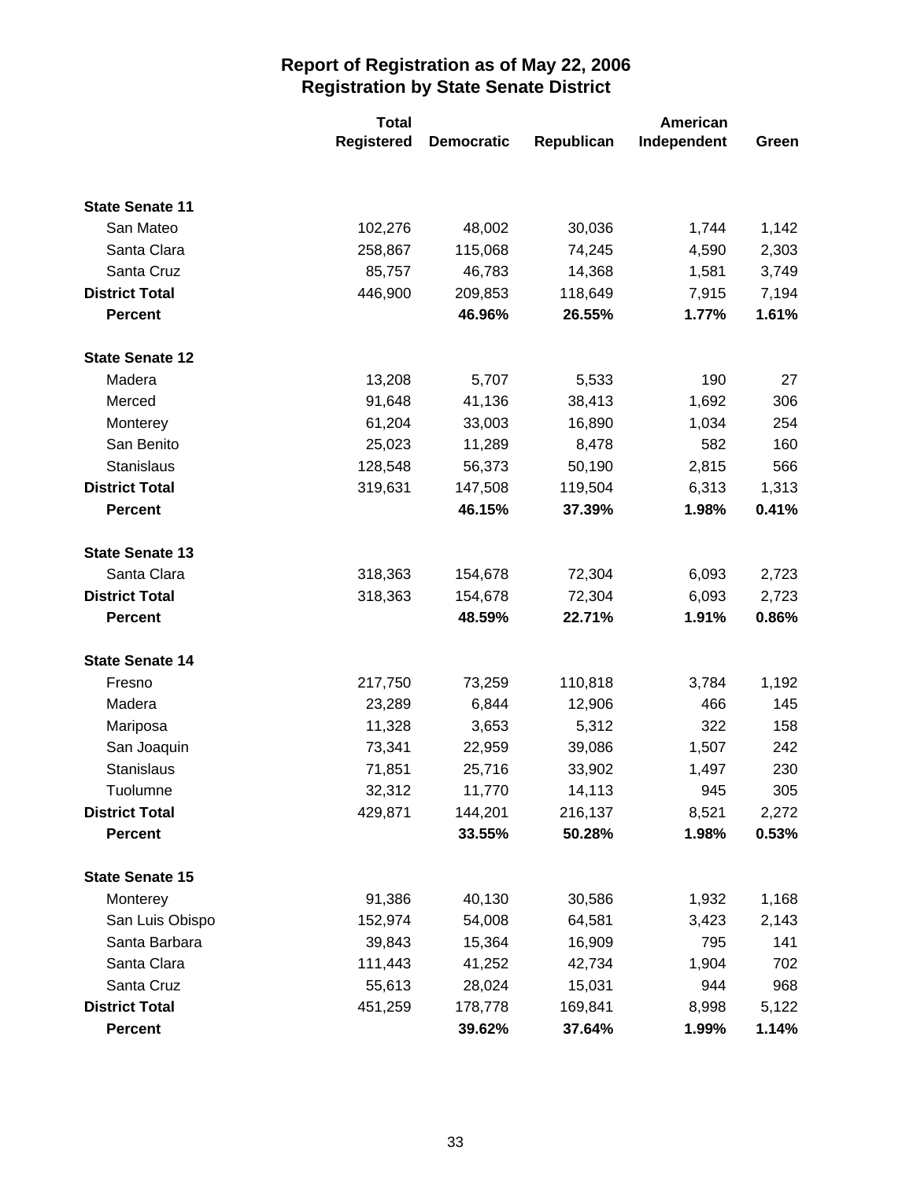# Report of Registration as of May 22, 2006
## Registration by State Senate District

| | Total Registered | Democratic | Republican | American Independent | Green |
|---|---|---|---|---|---|
| **State Senate 11** | | | | | |
| San Mateo | 102,276 | 48,002 | 30,036 | 1,744 | 1,142 |
| Santa Clara | 258,867 | 115,068 | 74,245 | 4,590 | 2,303 |
| Santa Cruz | 85,757 | 46,783 | 14,368 | 1,581 | 3,749 |
| **District Total** | 446,900 | 209,853 | 118,649 | 7,915 | 7,194 |
| **Percent** | | **46.96%** | **26.55%** | **1.77%** | **1.61%** |
| **State Senate 12** | | | | | |
| Madera | 13,208 | 5,707 | 5,533 | 190 | 27 |
| Merced | 91,648 | 41,136 | 38,413 | 1,692 | 306 |
| Monterey | 61,204 | 33,003 | 16,890 | 1,034 | 254 |
| San Benito | 25,023 | 11,289 | 8,478 | 582 | 160 |
| Stanislaus | 128,548 | 56,373 | 50,190 | 2,815 | 566 |
| **District Total** | 319,631 | 147,508 | 119,504 | 6,313 | 1,313 |
| **Percent** | | **46.15%** | **37.39%** | **1.98%** | **0.41%** |
| **State Senate 13** | | | | | |
| Santa Clara | 318,363 | 154,678 | 72,304 | 6,093 | 2,723 |
| **District Total** | 318,363 | 154,678 | 72,304 | 6,093 | 2,723 |
| **Percent** | | **48.59%** | **22.71%** | **1.91%** | **0.86%** |
| **State Senate 14** | | | | | |
| Fresno | 217,750 | 73,259 | 110,818 | 3,784 | 1,192 |
| Madera | 23,289 | 6,844 | 12,906 | 466 | 145 |
| Mariposa | 11,328 | 3,653 | 5,312 | 322 | 158 |
| San Joaquin | 73,341 | 22,959 | 39,086 | 1,507 | 242 |
| Stanislaus | 71,851 | 25,716 | 33,902 | 1,497 | 230 |
| Tuolumne | 32,312 | 11,770 | 14,113 | 945 | 305 |
| **District Total** | 429,871 | 144,201 | 216,137 | 8,521 | 2,272 |
| **Percent** | | **33.55%** | **50.28%** | **1.98%** | **0.53%** |
| **State Senate 15** | | | | | |
| Monterey | 91,386 | 40,130 | 30,586 | 1,932 | 1,168 |
| San Luis Obispo | 152,974 | 54,008 | 64,581 | 3,423 | 2,143 |
| Santa Barbara | 39,843 | 15,364 | 16,909 | 795 | 141 |
| Santa Clara | 111,443 | 41,252 | 42,734 | 1,904 | 702 |
| Santa Cruz | 55,613 | 28,024 | 15,031 | 944 | 968 |
| **District Total** | 451,259 | 178,778 | 169,841 | 8,998 | 5,122 |
| **Percent** | | **39.62%** | **37.64%** | **1.99%** | **1.14%** |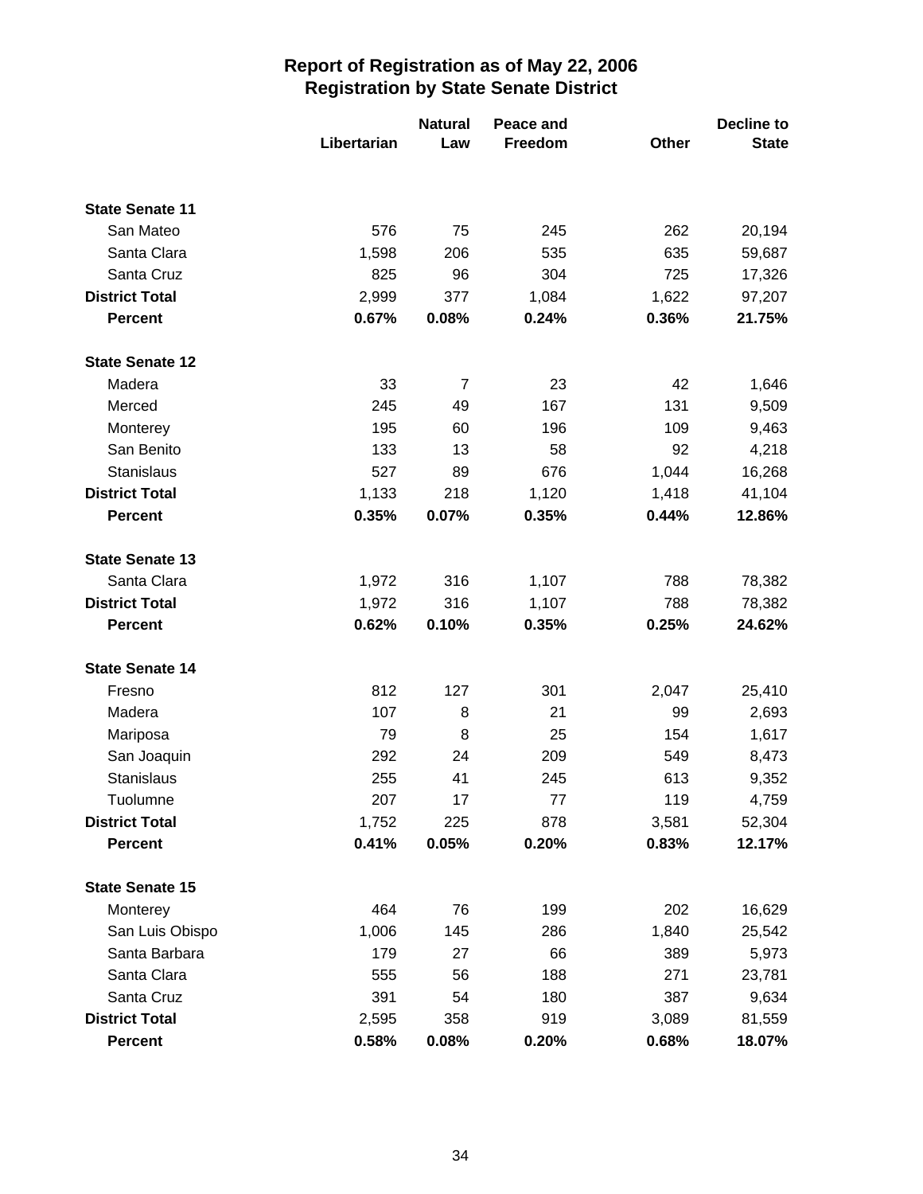# Report of Registration as of May 22, 2006
## Registration by State Senate District

| | Libertarian | Natural Law | Peace and Freedom | Other | Decline to State |
|---|---|---|---|---|---|
| **State Senate 11** | | | | | |
| San Mateo | 576 | 75 | 245 | 262 | 20,194 |
| Santa Clara | 1,598 | 206 | 535 | 635 | 59,687 |
| Santa Cruz | 825 | 96 | 304 | 725 | 17,326 |
| **District Total** | 2,999 | 377 | 1,084 | 1,622 | 97,207 |
| **Percent** | **0.67%** | **0.08%** | **0.24%** | **0.36%** | **21.75%** |
| **State Senate 12** | | | | | |
| Madera | 33 | 7 | 23 | 42 | 1,646 |
| Merced | 245 | 49 | 167 | 131 | 9,509 |
| Monterey | 195 | 60 | 196 | 109 | 9,463 |
| San Benito | 133 | 13 | 58 | 92 | 4,218 |
| Stanislaus | 527 | 89 | 676 | 1,044 | 16,268 |
| **District Total** | 1,133 | 218 | 1,120 | 1,418 | 41,104 |
| **Percent** | **0.35%** | **0.07%** | **0.35%** | **0.44%** | **12.86%** |
| **State Senate 13** | | | | | |
| Santa Clara | 1,972 | 316 | 1,107 | 788 | 78,382 |
| **District Total** | 1,972 | 316 | 1,107 | 788 | 78,382 |
| **Percent** | **0.62%** | **0.10%** | **0.35%** | **0.25%** | **24.62%** |
| **State Senate 14** | | | | | |
| Fresno | 812 | 127 | 301 | 2,047 | 25,410 |
| Madera | 107 | 8 | 21 | 99 | 2,693 |
| Mariposa | 79 | 8 | 25 | 154 | 1,617 |
| San Joaquin | 292 | 24 | 209 | 549 | 8,473 |
| Stanislaus | 255 | 41 | 245 | 613 | 9,352 |
| Tuolumne | 207 | 17 | 77 | 119 | 4,759 |
| **District Total** | 1,752 | 225 | 878 | 3,581 | 52,304 |
| **Percent** | **0.41%** | **0.05%** | **0.20%** | **0.83%** | **12.17%** |
| **State Senate 15** | | | | | |
| Monterey | 464 | 76 | 199 | 202 | 16,629 |
| San Luis Obispo | 1,006 | 145 | 286 | 1,840 | 25,542 |
| Santa Barbara | 179 | 27 | 66 | 389 | 5,973 |
| Santa Clara | 555 | 56 | 188 | 271 | 23,781 |
| Santa Cruz | 391 | 54 | 180 | 387 | 9,634 |
| **District Total** | 2,595 | 358 | 919 | 3,089 | 81,559 |
| **Percent** | **0.58%** | **0.08%** | **0.20%** | **0.68%** | **18.07%** |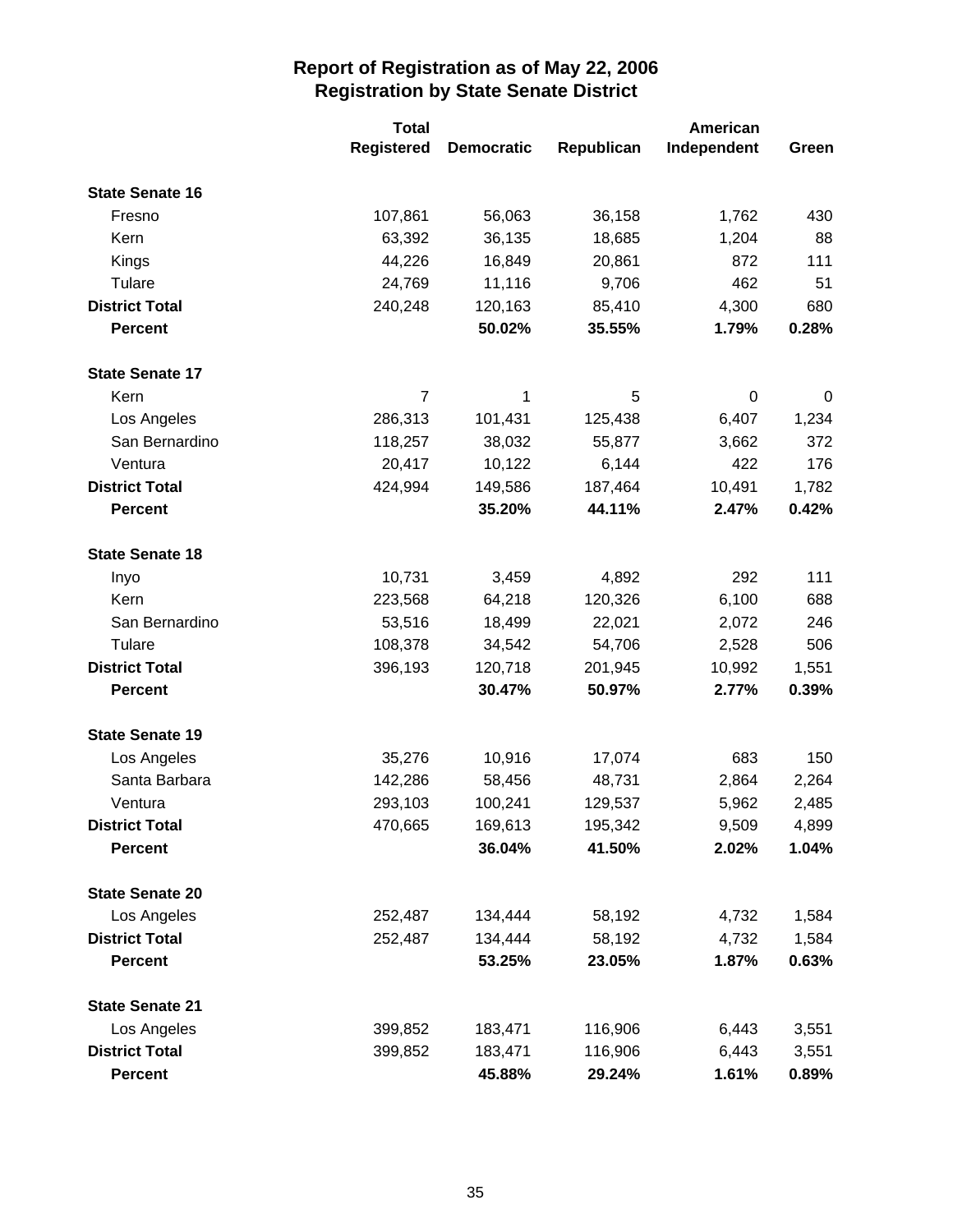# Report of Registration as of May 22, 2006
## Registration by State Senate District

| | Total Registered | Democratic | Republican | American Independent | Green |
|---|---|---|---|---|---|
| **State Senate 16** | | | | | |
| Fresno | 107,861 | 56,063 | 36,158 | 1,762 | 430 |
| Kern | 63,392 | 36,135 | 18,685 | 1,204 | 88 |
| Kings | 44,226 | 16,849 | 20,861 | 872 | 111 |
| Tulare | 24,769 | 11,116 | 9,706 | 462 | 51 |
| **District Total** | 240,248 | 120,163 | 85,410 | 4,300 | 680 |
| **Percent** | | **50.02%** | **35.55%** | **1.79%** | **0.28%** |
| **State Senate 17** | | | | | |
| Kern | 7 | 1 | 5 | 0 | 0 |
| Los Angeles | 286,313 | 101,431 | 125,438 | 6,407 | 1,234 |
| San Bernardino | 118,257 | 38,032 | 55,877 | 3,662 | 372 |
| Ventura | 20,417 | 10,122 | 6,144 | 422 | 176 |
| **District Total** | 424,994 | 149,586 | 187,464 | 10,491 | 1,782 |
| **Percent** | | **35.20%** | **44.11%** | **2.47%** | **0.42%** |
| **State Senate 18** | | | | | |
| Inyo | 10,731 | 3,459 | 4,892 | 292 | 111 |
| Kern | 223,568 | 64,218 | 120,326 | 6,100 | 688 |
| San Bernardino | 53,516 | 18,499 | 22,021 | 2,072 | 246 |
| Tulare | 108,378 | 34,542 | 54,706 | 2,528 | 506 |
| **District Total** | 396,193 | 120,718 | 201,945 | 10,992 | 1,551 |
| **Percent** | | **30.47%** | **50.97%** | **2.77%** | **0.39%** |
| **State Senate 19** | | | | | |
| Los Angeles | 35,276 | 10,916 | 17,074 | 683 | 150 |
| Santa Barbara | 142,286 | 58,456 | 48,731 | 2,864 | 2,264 |
| Ventura | 293,103 | 100,241 | 129,537 | 5,962 | 2,485 |
| **District Total** | 470,665 | 169,613 | 195,342 | 9,509 | 4,899 |
| **Percent** | | **36.04%** | **41.50%** | **2.02%** | **1.04%** |
| **State Senate 20** | | | | | |
| Los Angeles | 252,487 | 134,444 | 58,192 | 4,732 | 1,584 |
| **District Total** | 252,487 | 134,444 | 58,192 | 4,732 | 1,584 |
| **Percent** | | **53.25%** | **23.05%** | **1.87%** | **0.63%** |
| **State Senate 21** | | | | | |
| Los Angeles | 399,852 | 183,471 | 116,906 | 6,443 | 3,551 |
| **District Total** | 399,852 | 183,471 | 116,906 | 6,443 | 3,551 |
| **Percent** | | **45.88%** | **29.24%** | **1.61%** | **0.89%** |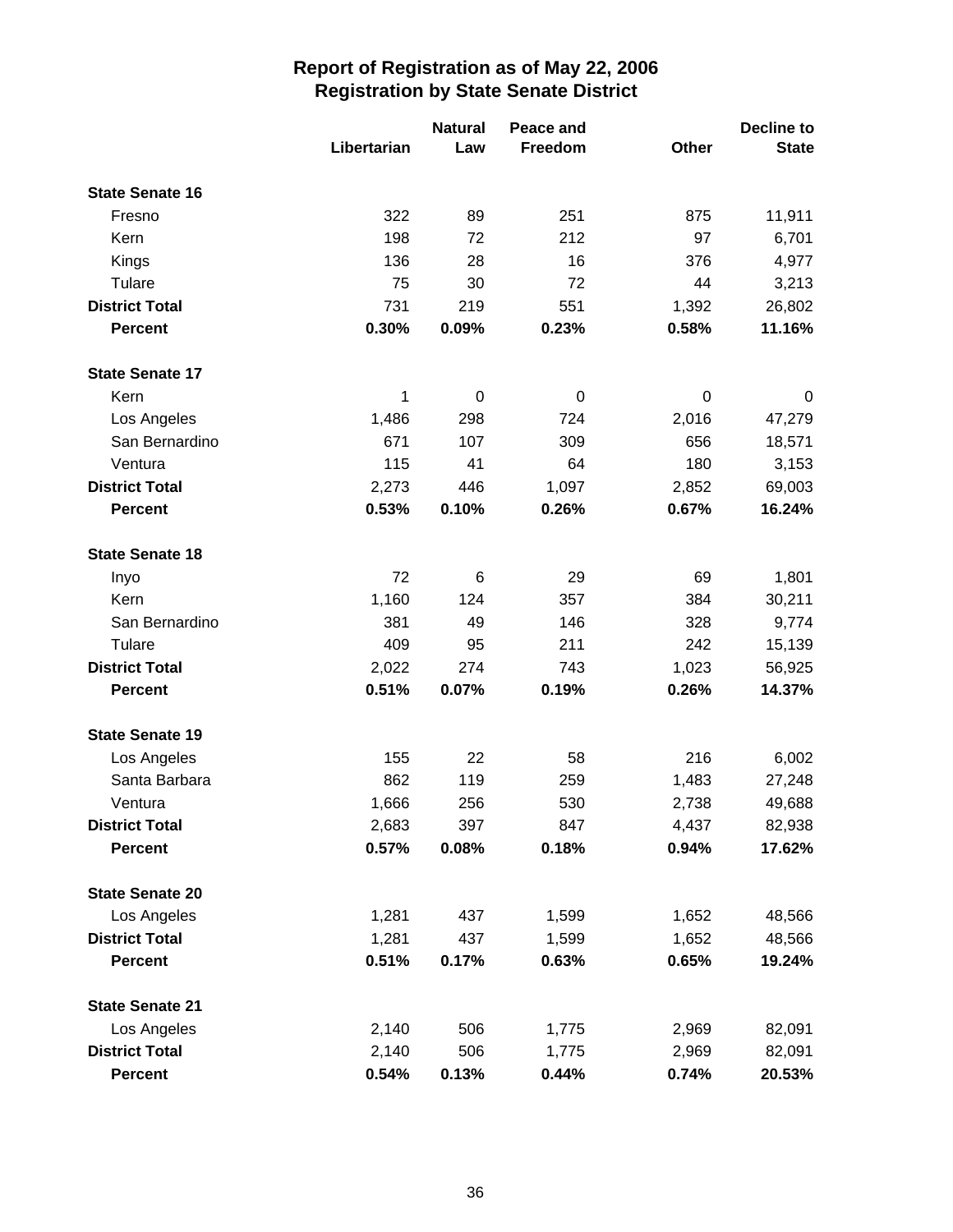# Report of Registration as of May 22, 2006
## Registration by State Senate District

| | Libertarian | Natural Law | Peace and Freedom | Other | Decline to State |
|---|---|---|---|---|---|
| **State Senate 16** | | | | | |
| Fresno | 322 | 89 | 251 | 875 | 11,911 |
| Kern | 198 | 72 | 212 | 97 | 6,701 |
| Kings | 136 | 28 | 16 | 376 | 4,977 |
| Tulare | 75 | 30 | 72 | 44 | 3,213 |
| **District Total** | 731 | 219 | 551 | 1,392 | 26,802 |
| **Percent** | **0.30%** | **0.09%** | **0.23%** | **0.58%** | **11.16%** |
| **State Senate 17** | | | | | |
| Kern | 1 | 0 | 0 | 0 | 0 |
| Los Angeles | 1,486 | 298 | 724 | 2,016 | 47,279 |
| San Bernardino | 671 | 107 | 309 | 656 | 18,571 |
| Ventura | 115 | 41 | 64 | 180 | 3,153 |
| **District Total** | 2,273 | 446 | 1,097 | 2,852 | 69,003 |
| **Percent** | **0.53%** | **0.10%** | **0.26%** | **0.67%** | **16.24%** |
| **State Senate 18** | | | | | |
| Inyo | 72 | 6 | 29 | 69 | 1,801 |
| Kern | 1,160 | 124 | 357 | 384 | 30,211 |
| San Bernardino | 381 | 49 | 146 | 328 | 9,774 |
| Tulare | 409 | 95 | 211 | 242 | 15,139 |
| **District Total** | 2,022 | 274 | 743 | 1,023 | 56,925 |
| **Percent** | **0.51%** | **0.07%** | **0.19%** | **0.26%** | **14.37%** |
| **State Senate 19** | | | | | |
| Los Angeles | 155 | 22 | 58 | 216 | 6,002 |
| Santa Barbara | 862 | 119 | 259 | 1,483 | 27,248 |
| Ventura | 1,666 | 256 | 530 | 2,738 | 49,688 |
| **District Total** | 2,683 | 397 | 847 | 4,437 | 82,938 |
| **Percent** | **0.57%** | **0.08%** | **0.18%** | **0.94%** | **17.62%** |
| **State Senate 20** | | | | | |
| Los Angeles | 1,281 | 437 | 1,599 | 1,652 | 48,566 |
| **District Total** | 1,281 | 437 | 1,599 | 1,652 | 48,566 |
| **Percent** | **0.51%** | **0.17%** | **0.63%** | **0.65%** | **19.24%** |
| **State Senate 21** | | | | | |
| Los Angeles | 2,140 | 506 | 1,775 | 2,969 | 82,091 |
| **District Total** | 2,140 | 506 | 1,775 | 2,969 | 82,091 |
| **Percent** | **0.54%** | **0.13%** | **0.44%** | **0.74%** | **20.53%** |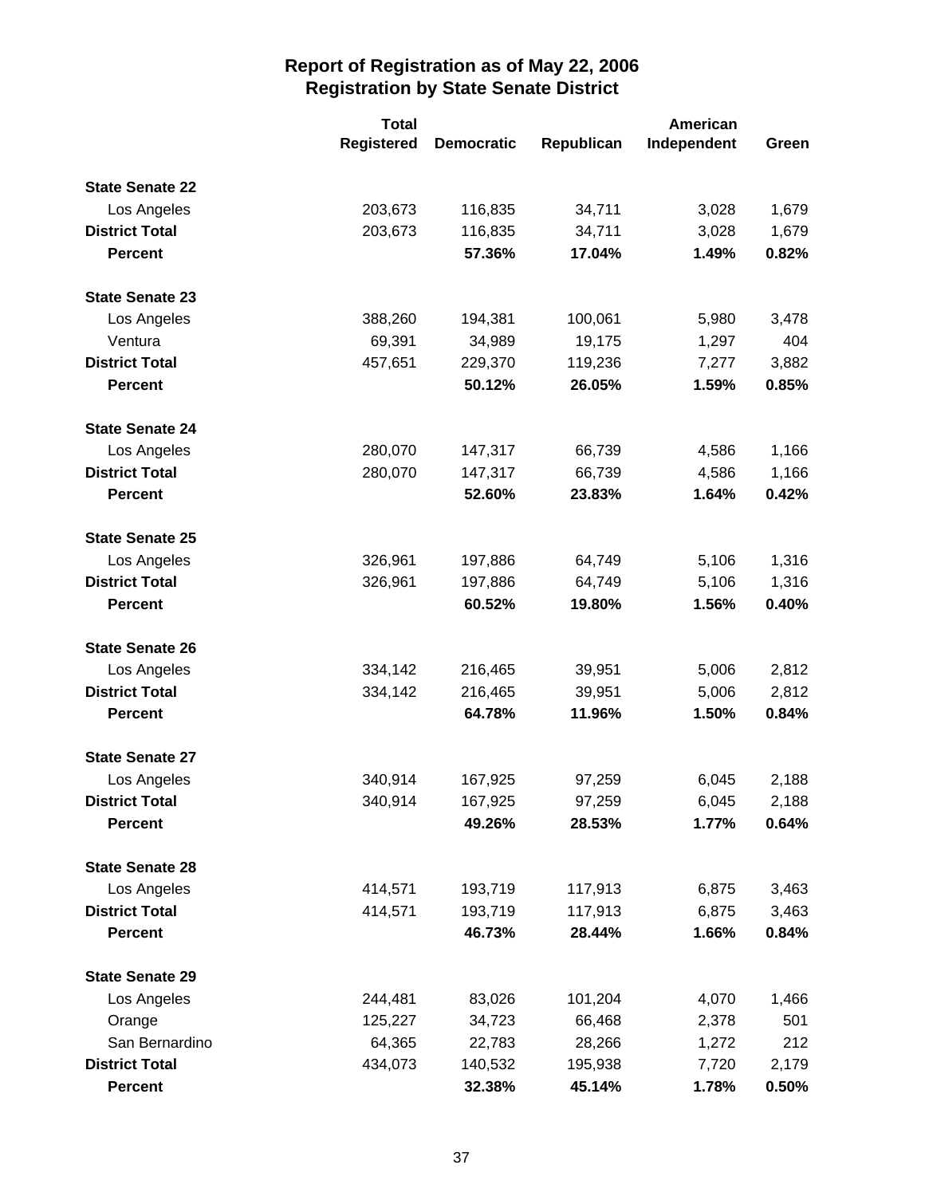## Report of Registration as of May 22, 2006
## Registration by State Senate District

| | Total Registered | Democratic | Republican | American Independent | Green |
|---|---|---|---|---|---|
| **State Senate 22** | | | | | |
| Los Angeles | 203,673 | 116,835 | 34,711 | 3,028 | 1,679 |
| **District Total** | 203,673 | 116,835 | 34,711 | 3,028 | 1,679 |
| **Percent** | | **57.36%** | **17.04%** | **1.49%** | **0.82%** |
| **State Senate 23** | | | | | |
| Los Angeles | 388,260 | 194,381 | 100,061 | 5,980 | 3,478 |
| Ventura | 69,391 | 34,989 | 19,175 | 1,297 | 404 |
| **District Total** | 457,651 | 229,370 | 119,236 | 7,277 | 3,882 |
| **Percent** | | **50.12%** | **26.05%** | **1.59%** | **0.85%** |
| **State Senate 24** | | | | | |
| Los Angeles | 280,070 | 147,317 | 66,739 | 4,586 | 1,166 |
| **District Total** | 280,070 | 147,317 | 66,739 | 4,586 | 1,166 |
| **Percent** | | **52.60%** | **23.83%** | **1.64%** | **0.42%** |
| **State Senate 25** | | | | | |
| Los Angeles | 326,961 | 197,886 | 64,749 | 5,106 | 1,316 |
| **District Total** | 326,961 | 197,886 | 64,749 | 5,106 | 1,316 |
| **Percent** | | **60.52%** | **19.80%** | **1.56%** | **0.40%** |
| **State Senate 26** | | | | | |
| Los Angeles | 334,142 | 216,465 | 39,951 | 5,006 | 2,812 |
| **District Total** | 334,142 | 216,465 | 39,951 | 5,006 | 2,812 |
| **Percent** | | **64.78%** | **11.96%** | **1.50%** | **0.84%** |
| **State Senate 27** | | | | | |
| Los Angeles | 340,914 | 167,925 | 97,259 | 6,045 | 2,188 |
| **District Total** | 340,914 | 167,925 | 97,259 | 6,045 | 2,188 |
| **Percent** | | **49.26%** | **28.53%** | **1.77%** | **0.64%** |
| **State Senate 28** | | | | | |
| Los Angeles | 414,571 | 193,719 | 117,913 | 6,875 | 3,463 |
| **District Total** | 414,571 | 193,719 | 117,913 | 6,875 | 3,463 |
| **Percent** | | **46.73%** | **28.44%** | **1.66%** | **0.84%** |
| **State Senate 29** | | | | | |
| Los Angeles | 244,481 | 83,026 | 101,204 | 4,070 | 1,466 |
| Orange | 125,227 | 34,723 | 66,468 | 2,378 | 501 |
| San Bernardino | 64,365 | 22,783 | 28,266 | 1,272 | 212 |
| **District Total** | 434,073 | 140,532 | 195,938 | 7,720 | 2,179 |
| **Percent** | | **32.38%** | **45.14%** | **1.78%** | **0.50%** |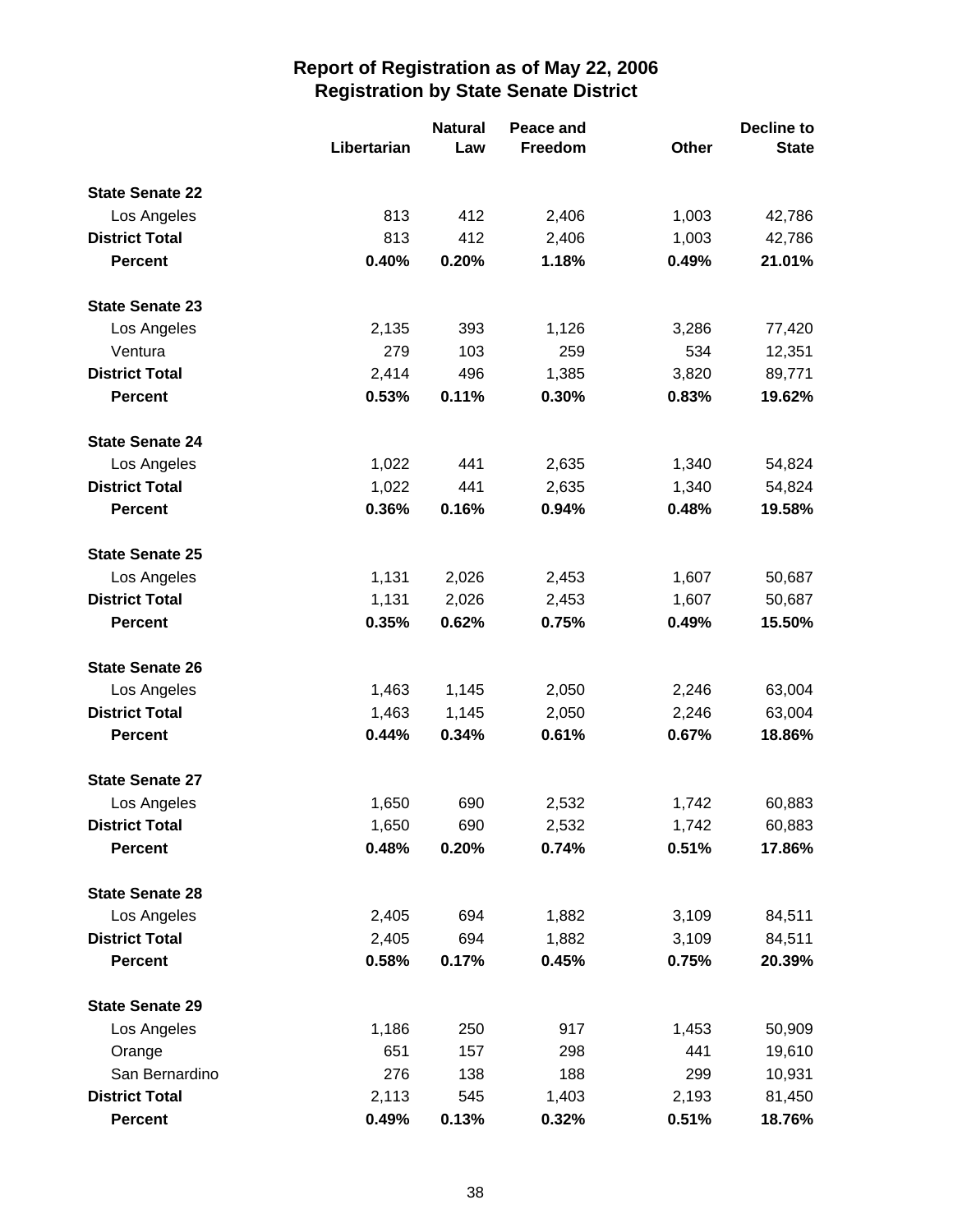# Report of Registration as of May 22, 2006
## Registration by State Senate District

| | Libertarian | Natural Law | Peace and Freedom | Other | Decline to State |
|---|---|---|---|---|---|
| **State Senate 22** | | | | | |
| Los Angeles | 813 | 412 | 2,406 | 1,003 | 42,786 |
| **District Total** | 813 | 412 | 2,406 | 1,003 | 42,786 |
| **Percent** | **0.40%** | **0.20%** | **1.18%** | **0.49%** | **21.01%** |
| **State Senate 23** | | | | | |
| Los Angeles | 2,135 | 393 | 1,126 | 3,286 | 77,420 |
| Ventura | 279 | 103 | 259 | 534 | 12,351 |
| **District Total** | 2,414 | 496 | 1,385 | 3,820 | 89,771 |
| **Percent** | **0.53%** | **0.11%** | **0.30%** | **0.83%** | **19.62%** |
| **State Senate 24** | | | | | |
| Los Angeles | 1,022 | 441 | 2,635 | 1,340 | 54,824 |
| **District Total** | 1,022 | 441 | 2,635 | 1,340 | 54,824 |
| **Percent** | **0.36%** | **0.16%** | **0.94%** | **0.48%** | **19.58%** |
| **State Senate 25** | | | | | |
| Los Angeles | 1,131 | 2,026 | 2,453 | 1,607 | 50,687 |
| **District Total** | 1,131 | 2,026 | 2,453 | 1,607 | 50,687 |
| **Percent** | **0.35%** | **0.62%** | **0.75%** | **0.49%** | **15.50%** |
| **State Senate 26** | | | | | |
| Los Angeles | 1,463 | 1,145 | 2,050 | 2,246 | 63,004 |
| **District Total** | 1,463 | 1,145 | 2,050 | 2,246 | 63,004 |
| **Percent** | **0.44%** | **0.34%** | **0.61%** | **0.67%** | **18.86%** |
| **State Senate 27** | | | | | |
| Los Angeles | 1,650 | 690 | 2,532 | 1,742 | 60,883 |
| **District Total** | 1,650 | 690 | 2,532 | 1,742 | 60,883 |
| **Percent** | **0.48%** | **0.20%** | **0.74%** | **0.51%** | **17.86%** |
| **State Senate 28** | | | | | |
| Los Angeles | 2,405 | 694 | 1,882 | 3,109 | 84,511 |
| **District Total** | 2,405 | 694 | 1,882 | 3,109 | 84,511 |
| **Percent** | **0.58%** | **0.17%** | **0.45%** | **0.75%** | **20.39%** |
| **State Senate 29** | | | | | |
| Los Angeles | 1,186 | 250 | 917 | 1,453 | 50,909 |
| Orange | 651 | 157 | 298 | 441 | 19,610 |
| San Bernardino | 276 | 138 | 188 | 299 | 10,931 |
| **District Total** | 2,113 | 545 | 1,403 | 2,193 | 81,450 |
| **Percent** | **0.49%** | **0.13%** | **0.32%** | **0.51%** | **18.76%** |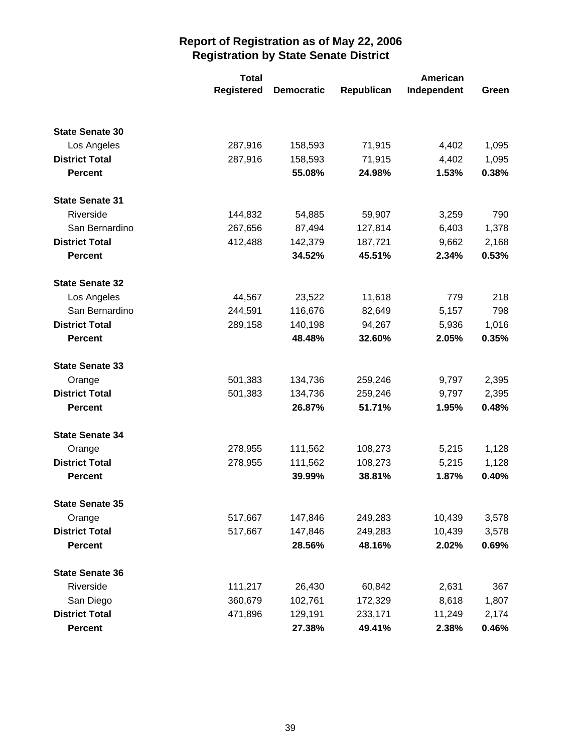# Report of Registration as of May 22, 2006
## Registration by State Senate District

| | Total Registered | Democratic | Republican | American Independent | Green |
|---|---|---|---|---|---|
| **State Senate 30** | | | | | |
| Los Angeles | 287,916 | 158,593 | 71,915 | 4,402 | 1,095 |
| **District Total** | 287,916 | 158,593 | 71,915 | 4,402 | 1,095 |
| **Percent** | | **55.08%** | **24.98%** | **1.53%** | **0.38%** |
| **State Senate 31** | | | | | |
| Riverside | 144,832 | 54,885 | 59,907 | 3,259 | 790 |
| San Bernardino | 267,656 | 87,494 | 127,814 | 6,403 | 1,378 |
| **District Total** | 412,488 | 142,379 | 187,721 | 9,662 | 2,168 |
| **Percent** | | **34.52%** | **45.51%** | **2.34%** | **0.53%** |
| **State Senate 32** | | | | | |
| Los Angeles | 44,567 | 23,522 | 11,618 | 779 | 218 |
| San Bernardino | 244,591 | 116,676 | 82,649 | 5,157 | 798 |
| **District Total** | 289,158 | 140,198 | 94,267 | 5,936 | 1,016 |
| **Percent** | | **48.48%** | **32.60%** | **2.05%** | **0.35%** |
| **State Senate 33** | | | | | |
| Orange | 501,383 | 134,736 | 259,246 | 9,797 | 2,395 |
| **District Total** | 501,383 | 134,736 | 259,246 | 9,797 | 2,395 |
| **Percent** | | **26.87%** | **51.71%** | **1.95%** | **0.48%** |
| **State Senate 34** | | | | | |
| Orange | 278,955 | 111,562 | 108,273 | 5,215 | 1,128 |
| **District Total** | 278,955 | 111,562 | 108,273 | 5,215 | 1,128 |
| **Percent** | | **39.99%** | **38.81%** | **1.87%** | **0.40%** |
| **State Senate 35** | | | | | |
| Orange | 517,667 | 147,846 | 249,283 | 10,439 | 3,578 |
| **District Total** | 517,667 | 147,846 | 249,283 | 10,439 | 3,578 |
| **Percent** | | **28.56%** | **48.16%** | **2.02%** | **0.69%** |
| **State Senate 36** | | | | | |
| Riverside | 111,217 | 26,430 | 60,842 | 2,631 | 367 |
| San Diego | 360,679 | 102,761 | 172,329 | 8,618 | 1,807 |
| **District Total** | 471,896 | 129,191 | 233,171 | 11,249 | 2,174 |
| **Percent** | | **27.38%** | **49.41%** | **2.38%** | **0.46%** |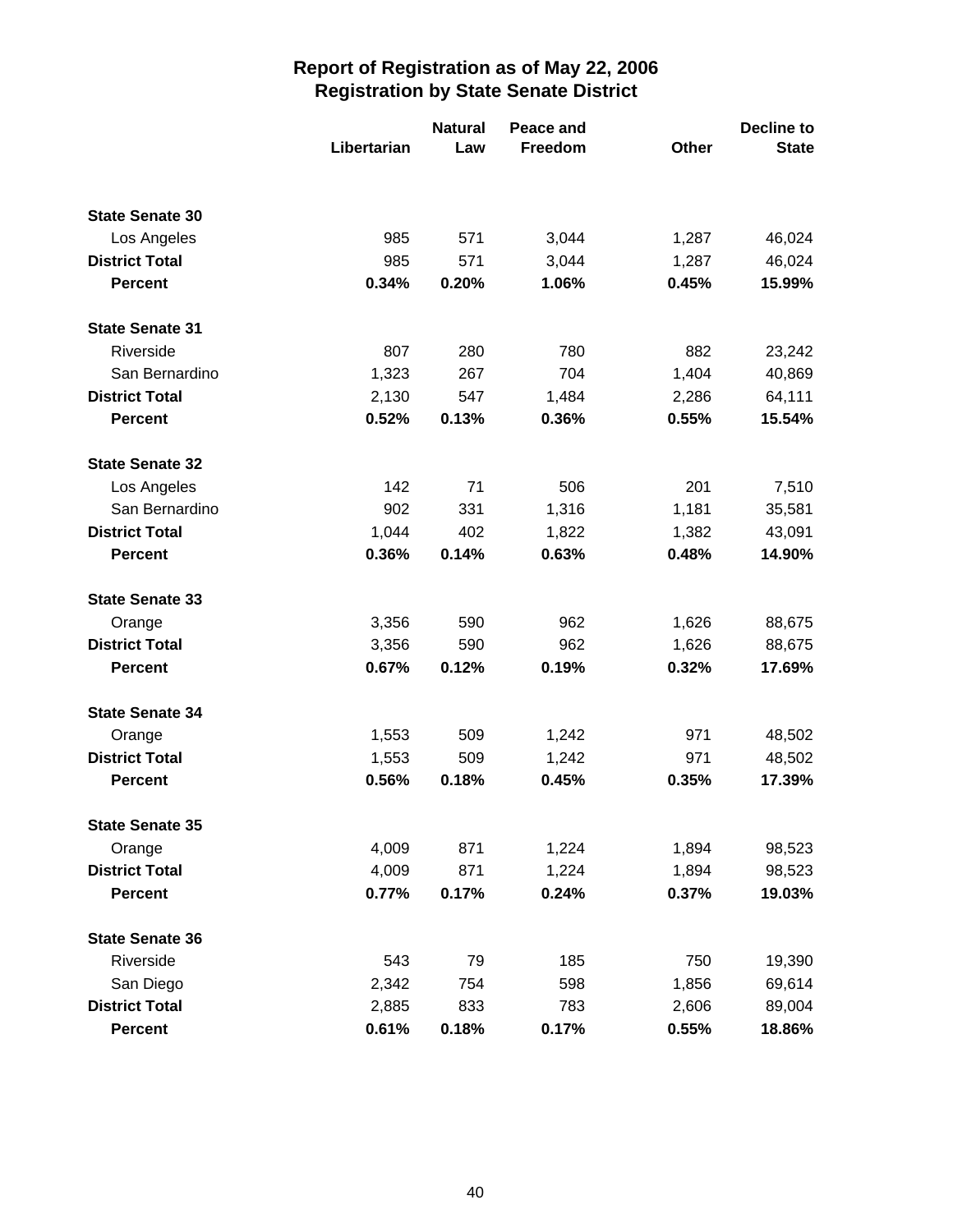# Report of Registration as of May 22, 2006
## Registration by State Senate District

| | Libertarian | Natural Law | Peace and Freedom | Other | Decline to State |
|---|---|---|---|---|---|
| **State Senate 30** | | | | | |
| Los Angeles | 985 | 571 | 3,044 | 1,287 | 46,024 |
| **District Total** | 985 | 571 | 3,044 | 1,287 | 46,024 |
| **Percent** | **0.34%** | **0.20%** | **1.06%** | **0.45%** | **15.99%** |
| **State Senate 31** | | | | | |
| Riverside | 807 | 280 | 780 | 882 | 23,242 |
| San Bernardino | 1,323 | 267 | 704 | 1,404 | 40,869 |
| **District Total** | 2,130 | 547 | 1,484 | 2,286 | 64,111 |
| **Percent** | **0.52%** | **0.13%** | **0.36%** | **0.55%** | **15.54%** |
| **State Senate 32** | | | | | |
| Los Angeles | 142 | 71 | 506 | 201 | 7,510 |
| San Bernardino | 902 | 331 | 1,316 | 1,181 | 35,581 |
| **District Total** | 1,044 | 402 | 1,822 | 1,382 | 43,091 |
| **Percent** | **0.36%** | **0.14%** | **0.63%** | **0.48%** | **14.90%** |
| **State Senate 33** | | | | | |
| Orange | 3,356 | 590 | 962 | 1,626 | 88,675 |
| **District Total** | 3,356 | 590 | 962 | 1,626 | 88,675 |
| **Percent** | **0.67%** | **0.12%** | **0.19%** | **0.32%** | **17.69%** |
| **State Senate 34** | | | | | |
| Orange | 1,553 | 509 | 1,242 | 971 | 48,502 |
| **District Total** | 1,553 | 509 | 1,242 | 971 | 48,502 |
| **Percent** | **0.56%** | **0.18%** | **0.45%** | **0.35%** | **17.39%** |
| **State Senate 35** | | | | | |
| Orange | 4,009 | 871 | 1,224 | 1,894 | 98,523 |
| **District Total** | 4,009 | 871 | 1,224 | 1,894 | 98,523 |
| **Percent** | **0.77%** | **0.17%** | **0.24%** | **0.37%** | **19.03%** |
| **State Senate 36** | | | | | |
| Riverside | 543 | 79 | 185 | 750 | 19,390 |
| San Diego | 2,342 | 754 | 598 | 1,856 | 69,614 |
| **District Total** | 2,885 | 833 | 783 | 2,606 | 89,004 |
| **Percent** | **0.61%** | **0.18%** | **0.17%** | **0.55%** | **18.86%** |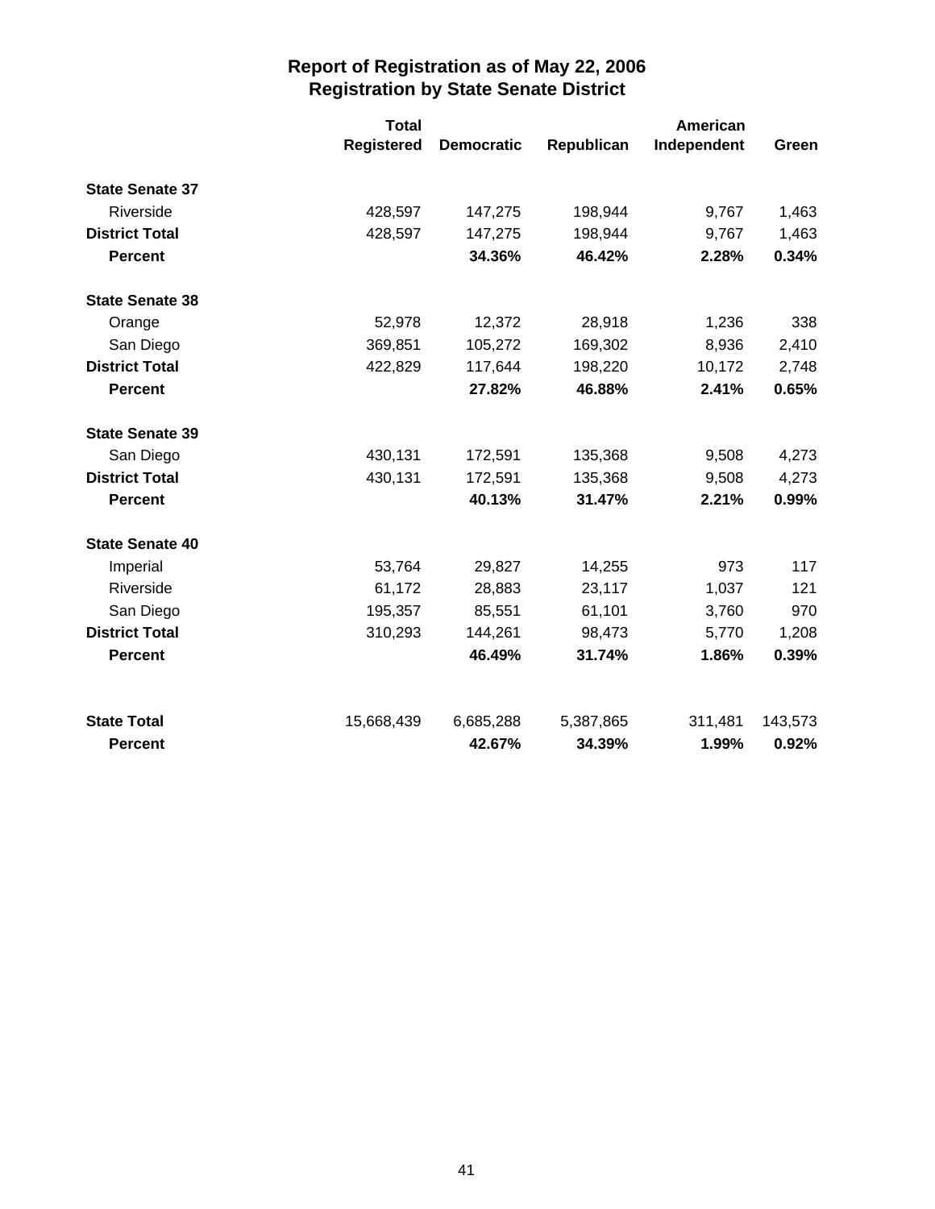# Report of Registration as of May 22, 2006
## Registration by State Senate District

| | Total Registered | Democratic | Republican | American Independent | Green |
|---|---|---|---|---|---|
| **State Senate 37** | | | | | |
| Riverside | 428,597 | 147,275 | 198,944 | 9,767 | 1,463 |
| **District Total** | 428,597 | 147,275 | 198,944 | 9,767 | 1,463 |
| **Percent** | | **34.36%** | **46.42%** | **2.28%** | **0.34%** |
| **State Senate 38** | | | | | |
| Orange | 52,978 | 12,372 | 28,918 | 1,236 | 338 |
| San Diego | 369,851 | 105,272 | 169,302 | 8,936 | 2,410 |
| **District Total** | 422,829 | 117,644 | 198,220 | 10,172 | 2,748 |
| **Percent** | | **27.82%** | **46.88%** | **2.41%** | **0.65%** |
| **State Senate 39** | | | | | |
| San Diego | 430,131 | 172,591 | 135,368 | 9,508 | 4,273 |
| **District Total** | 430,131 | 172,591 | 135,368 | 9,508 | 4,273 |
| **Percent** | | **40.13%** | **31.47%** | **2.21%** | **0.99%** |
| **State Senate 40** | | | | | |
| Imperial | 53,764 | 29,827 | 14,255 | 973 | 117 |
| Riverside | 61,172 | 28,883 | 23,117 | 1,037 | 121 |
| San Diego | 195,357 | 85,551 | 61,101 | 3,760 | 970 |
| **District Total** | 310,293 | 144,261 | 98,473 | 5,770 | 1,208 |
| **Percent** | | **46.49%** | **31.74%** | **1.86%** | **0.39%** |
| **State Total** | 15,668,439 | 6,685,288 | 5,387,865 | 311,481 | 143,573 |
| **Percent** | | **42.67%** | **34.39%** | **1.99%** | **0.92%** |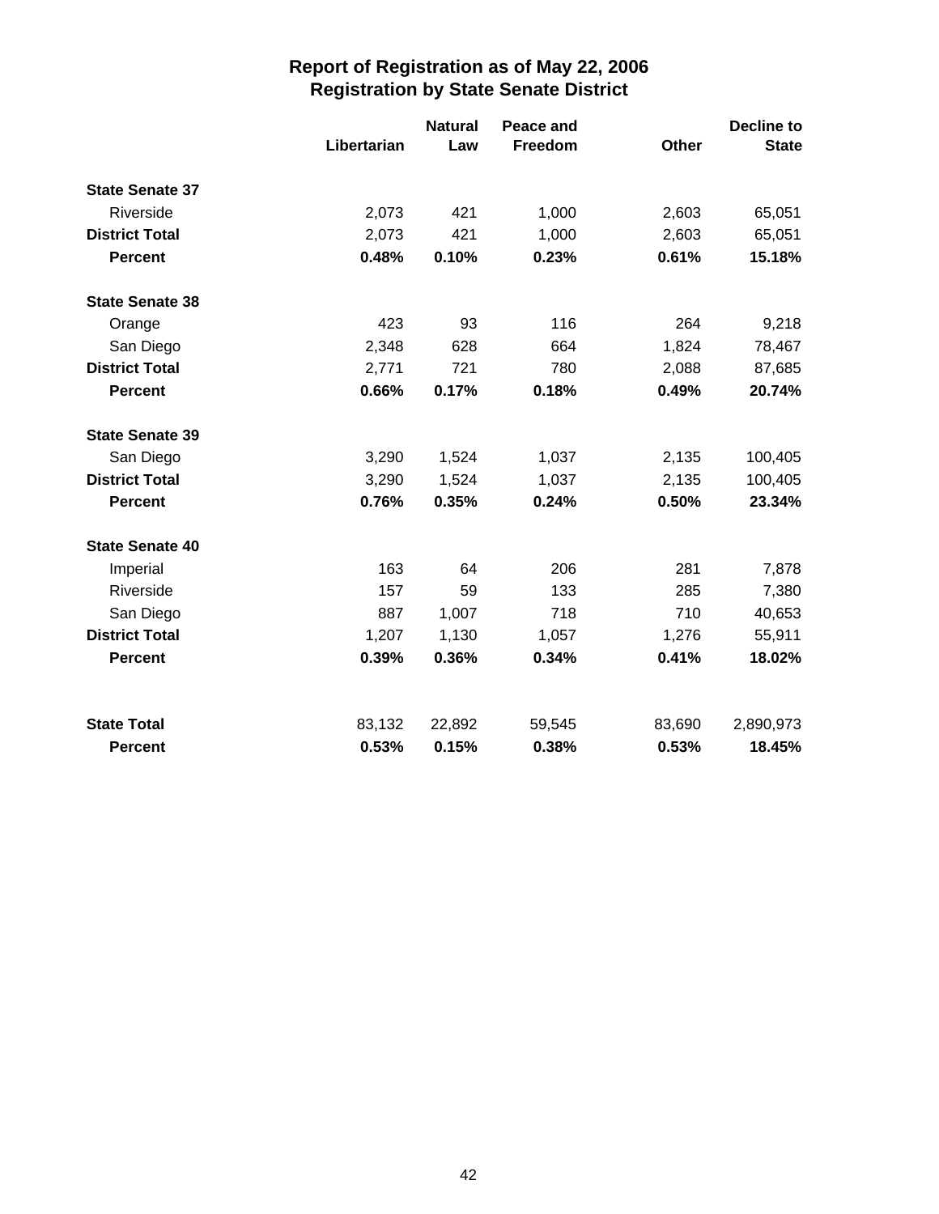# Report of Registration as of May 22, 2006
## Registration by State Senate District

| | Libertarian | Natural Law | Peace and Freedom | Other | Decline to State |
|---|---|---|---|---|---|
| **State Senate 37** | | | | | |
| Riverside | 2,073 | 421 | 1,000 | 2,603 | 65,051 |
| **District Total** | 2,073 | 421 | 1,000 | 2,603 | 65,051 |
| **Percent** | **0.48%** | **0.10%** | **0.23%** | **0.61%** | **15.18%** |
| **State Senate 38** | | | | | |
| Orange | 423 | 93 | 116 | 264 | 9,218 |
| San Diego | 2,348 | 628 | 664 | 1,824 | 78,467 |
| **District Total** | 2,771 | 721 | 780 | 2,088 | 87,685 |
| **Percent** | **0.66%** | **0.17%** | **0.18%** | **0.49%** | **20.74%** |
| **State Senate 39** | | | | | |
| San Diego | 3,290 | 1,524 | 1,037 | 2,135 | 100,405 |
| **District Total** | 3,290 | 1,524 | 1,037 | 2,135 | 100,405 |
| **Percent** | **0.76%** | **0.35%** | **0.24%** | **0.50%** | **23.34%** |
| **State Senate 40** | | | | | |
| Imperial | 163 | 64 | 206 | 281 | 7,878 |
| Riverside | 157 | 59 | 133 | 285 | 7,380 |
| San Diego | 887 | 1,007 | 718 | 710 | 40,653 |
| **District Total** | 1,207 | 1,130 | 1,057 | 1,276 | 55,911 |
| **Percent** | **0.39%** | **0.36%** | **0.34%** | **0.41%** | **18.02%** |
| **State Total** | 83,132 | 22,892 | 59,545 | 83,690 | 2,890,973 |
| **Percent** | **0.53%** | **0.15%** | **0.38%** | **0.53%** | **18.45%** |